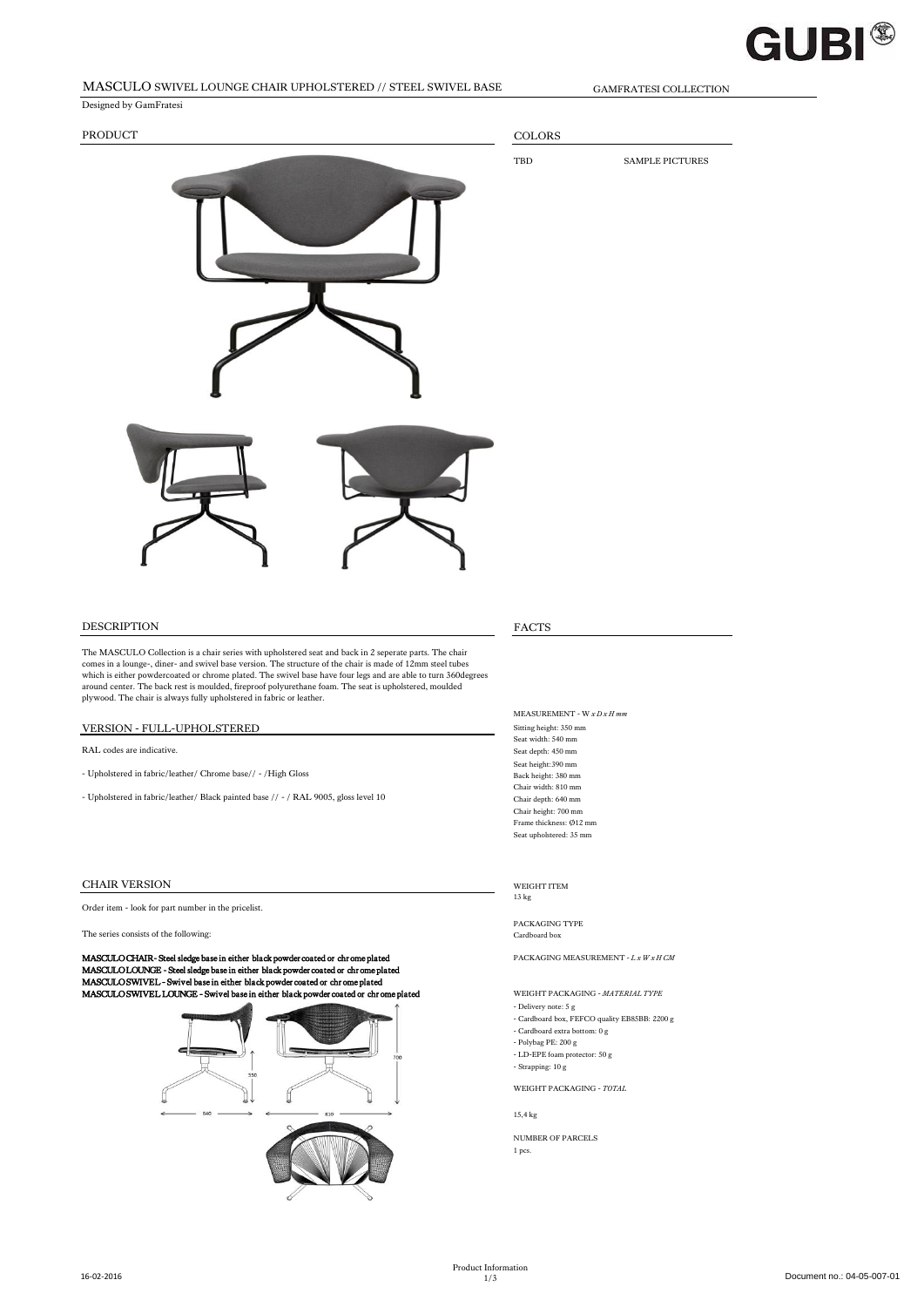# MASCULO SWIVEL LOUNGE CHAIR UPHOLSTERED // STEEL SWIVEL BASE

GAMFRATESI COLLECTION

Designed by GamFratesi

## PRODUCT

## COLORS

TBD SAMPLE PICTURES

## DESCRIPTION

The MASCULO Collection is a chair series with upholstered seat and back in 2 seperate parts. The chair comes in a lounge-, diner- and swivel base version. The structure of the chair is made of 12mm steel tubes which is either powdercoated or chrome plated. The swivel base have four legs and are able to turn 360degrees around center. The back rest is moulded, fireproof polyurethane foam. The seat is upholstered, moulded plywood. The chair is always fully upholstered in fabric or leather.

## VERSION - FULL-UPHOLSTERED

RAL codes are indicative.

- Upholstered in fabric/leather/ Chrome base// - /High Gloss
- Upholstered in fabric/leather/ Black painted base // - / RAL 9005, gloss level 10

## CHAIR VERSION

Order item - look for part number in the pricelist.

The series consists of the following:

**MASCULO CHAIR - Steel sledge base in either black powder coated or chrome plated**
**MASCULO LOUNGE - Steel sledge base in either black powder coated or chrome plated**
**MASCULO SWIVEL - Swivel base in either black powder coated or chrome plated**
**MASCULO SWIVEL LOUNGE - Swivel base in either black powder coated or chrome plated**

## FACTS

MEASUREMENT - W *x D x H mm*

Sitting height: 350 mm
Seat width: 540 mm
Seat depth: 450 mm
Seat height: 390 mm
Back height: 380 mm
Chair width: 810 mm
Chair depth: 640 mm
Chair height: 700 mm
Frame thickness: Ø12 mm
Seat upholstered: 35 mm

WEIGHT ITEM
13 kg

PACKAGING TYPE
Cardboard box

PACKAGING MEASUREMENT - *L x W x H CM*

WEIGHT PACKAGING - *MATERIAL TYPE*

- Delivery note: 5 g
- Cardboard box, FEFCO quality EB85BB: 2200 g
- Cardboard extra bottom: 0 g
- Polybag PE: 200 g
- LD-EPE foam protector: 50 g
- Strapping: 10 g

WEIGHT PACKAGING - *TOTAL*

15,4 kg

NUMBER OF PARCELS
1 pcs.

16-02-2016 Product Information Document no.: 04-05-007-01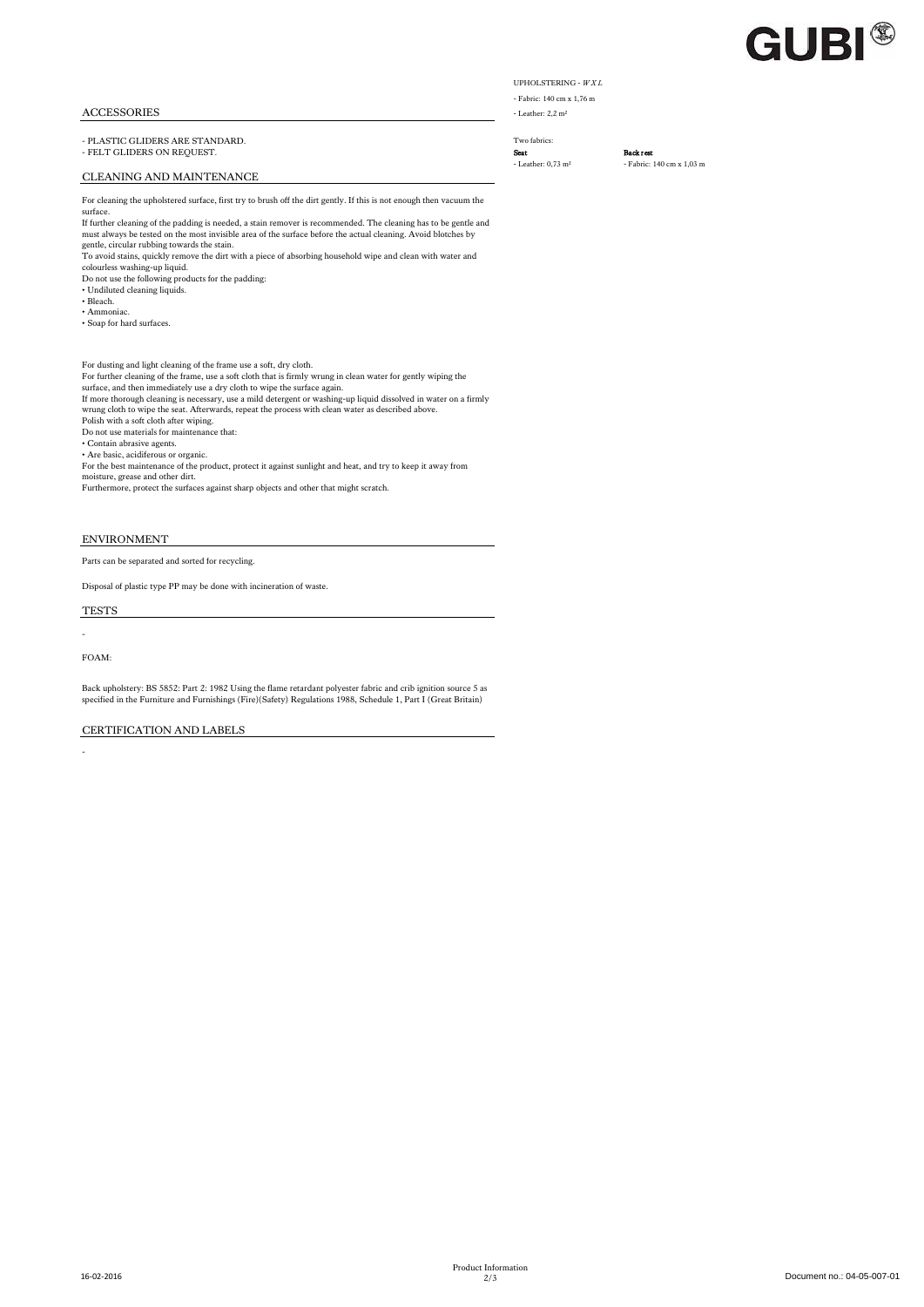## ACCESSORIES

- PLASTIC GLIDERS ARE STANDARD.
- FELT GLIDERS ON REQUEST.

## CLEANING AND MAINTENANCE

For cleaning the upholstered surface, first try to brush off the dirt gently. If this is not enough then vacuum the surface.
If further cleaning of the padding is needed, a stain remover is recommended. The cleaning has to be gentle and must always be tested on the most invisible area of the surface before the actual cleaning. Avoid blotches by gentle, circular rubbing towards the stain.
To avoid stains, quickly remove the dirt with a piece of absorbing household wipe and clean with water and colourless washing-up liquid.
Do not use the following products for the padding:
• Undiluted cleaning liquids.
• Bleach.
• Ammoniac.
• Soap for hard surfaces.

For dusting and light cleaning of the frame use a soft, dry cloth.
For further cleaning of the frame, use a soft cloth that is firmly wrung in clean water for gently wiping the surface, and then immediately use a dry cloth to wipe the surface again.
If more thorough cleaning is necessary, use a mild detergent or washing-up liquid dissolved in water on a firmly wrung cloth to wipe the seat. Afterwards, repeat the process with clean water as described above.
Polish with a soft cloth after wiping.
Do not use materials for maintenance that:
• Contain abrasive agents.
• Are basic, acidiferous or organic.
For the best maintenance of the product, protect it against sunlight and heat, and try to keep it away from moisture, grease and other dirt.
Furthermore, protect the surfaces against sharp objects and other that might scratch.

## ENVIRONMENT

Parts can be separated and sorted for recycling.

Disposal of plastic type PP may be done with incineration of waste.

## TESTS

-

FOAM:

Back upholstery: BS 5852: Part 2: 1982 Using the flame retardant polyester fabric and crib ignition source 5 as specified in the Furniture and Furnishings (Fire)(Safety) Regulations 1988, Schedule 1, Part I (Great Britain)

## CERTIFICATION AND LABELS

-

UPHOLSTERING - *W X L*

- Fabric: 140 cm x 1,76 m
- Leather: 2,2 m²

Two fabrics:

| **Seat** | **Back rest** |
|---|---|
| - Leather: 0,73 m² | - Fabric: 140 cm x 1,03 m |

Product Information

16-02-2016

Document no.: 04-05-007-01